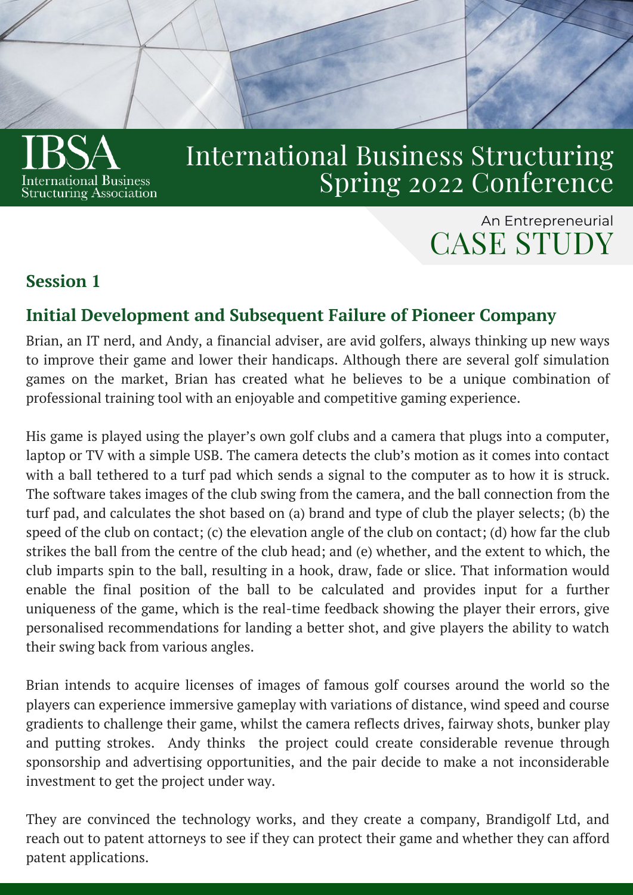IBSA
International Business Structuring Association

# International Business Structuring Spring 2022 Conference

An Entrepreneurial
CASE STUDY

## Session 1

## Initial Development and Subsequent Failure of Pioneer Company

Brian, an IT nerd, and Andy, a financial adviser, are avid golfers, always thinking up new ways to improve their game and lower their handicaps. Although there are several golf simulation games on the market, Brian has created what he believes to be a unique combination of professional training tool with an enjoyable and competitive gaming experience.

His game is played using the player's own golf clubs and a camera that plugs into a computer, laptop or TV with a simple USB. The camera detects the club's motion as it comes into contact with a ball tethered to a turf pad which sends a signal to the computer as to how it is struck. The software takes images of the club swing from the camera, and the ball connection from the turf pad, and calculates the shot based on (a) brand and type of club the player selects; (b) the speed of the club on contact; (c) the elevation angle of the club on contact; (d) how far the club strikes the ball from the centre of the club head; and (e) whether, and the extent to which, the club imparts spin to the ball, resulting in a hook, draw, fade or slice. That information would enable the final position of the ball to be calculated and provides input for a further uniqueness of the game, which is the real-time feedback showing the player their errors, give personalised recommendations for landing a better shot, and give players the ability to watch their swing back from various angles.

Brian intends to acquire licenses of images of famous golf courses around the world so the players can experience immersive gameplay with variations of distance, wind speed and course gradients to challenge their game, whilst the camera reflects drives, fairway shots, bunker play and putting strokes. Andy thinks the project could create considerable revenue through sponsorship and advertising opportunities, and the pair decide to make a not inconsiderable investment to get the project under way.

They are convinced the technology works, and they create a company, Brandigolf Ltd, and reach out to patent attorneys to see if they can protect their game and whether they can afford patent applications.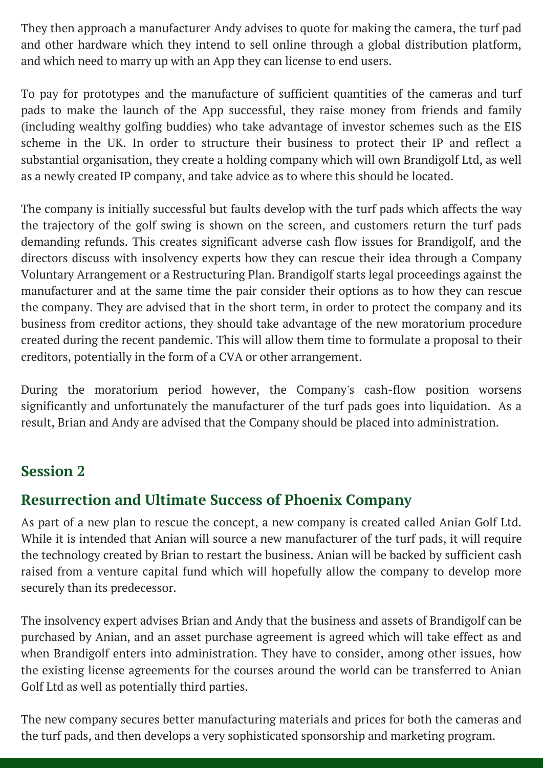They then approach a manufacturer Andy advises to quote for making the camera, the turf pad and other hardware which they intend to sell online through a global distribution platform, and which need to marry up with an App they can license to end users.

To pay for prototypes and the manufacture of sufficient quantities of the cameras and turf pads to make the launch of the App successful, they raise money from friends and family (including wealthy golfing buddies) who take advantage of investor schemes such as the EIS scheme in the UK. In order to structure their business to protect their IP and reflect a substantial organisation, they create a holding company which will own Brandigolf Ltd, as well as a newly created IP company, and take advice as to where this should be located.

The company is initially successful but faults develop with the turf pads which affects the way the trajectory of the golf swing is shown on the screen, and customers return the turf pads demanding refunds. This creates significant adverse cash flow issues for Brandigolf, and the directors discuss with insolvency experts how they can rescue their idea through a Company Voluntary Arrangement or a Restructuring Plan. Brandigolf starts legal proceedings against the manufacturer and at the same time the pair consider their options as to how they can rescue the company. They are advised that in the short term, in order to protect the company and its business from creditor actions, they should take advantage of the new moratorium procedure created during the recent pandemic. This will allow them time to formulate a proposal to their creditors, potentially in the form of a CVA or other arrangement.

During the moratorium period however, the Company's cash-flow position worsens significantly and unfortunately the manufacturer of the turf pads goes into liquidation. As a result, Brian and Andy are advised that the Company should be placed into administration.

## Session 2

## Resurrection and Ultimate Success of Phoenix Company

As part of a new plan to rescue the concept, a new company is created called Anian Golf Ltd. While it is intended that Anian will source a new manufacturer of the turf pads, it will require the technology created by Brian to restart the business. Anian will be backed by sufficient cash raised from a venture capital fund which will hopefully allow the company to develop more securely than its predecessor.

The insolvency expert advises Brian and Andy that the business and assets of Brandigolf can be purchased by Anian, and an asset purchase agreement is agreed which will take effect as and when Brandigolf enters into administration. They have to consider, among other issues, how the existing license agreements for the courses around the world can be transferred to Anian Golf Ltd as well as potentially third parties.

The new company secures better manufacturing materials and prices for both the cameras and the turf pads, and then develops a very sophisticated sponsorship and marketing program.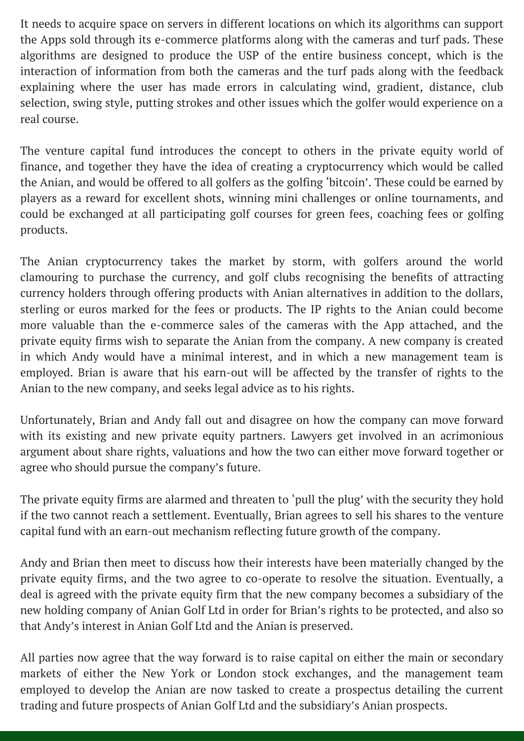It needs to acquire space on servers in different locations on which its algorithms can support the Apps sold through its e-commerce platforms along with the cameras and turf pads. These algorithms are designed to produce the USP of the entire business concept, which is the interaction of information from both the cameras and the turf pads along with the feedback explaining where the user has made errors in calculating wind, gradient, distance, club selection, swing style, putting strokes and other issues which the golfer would experience on a real course.

The venture capital fund introduces the concept to others in the private equity world of finance, and together they have the idea of creating a cryptocurrency which would be called the Anian, and would be offered to all golfers as the golfing 'bitcoin'. These could be earned by players as a reward for excellent shots, winning mini challenges or online tournaments, and could be exchanged at all participating golf courses for green fees, coaching fees or golfing products.

The Anian cryptocurrency takes the market by storm, with golfers around the world clamouring to purchase the currency, and golf clubs recognising the benefits of attracting currency holders through offering products with Anian alternatives in addition to the dollars, sterling or euros marked for the fees or products. The IP rights to the Anian could become more valuable than the e-commerce sales of the cameras with the App attached, and the private equity firms wish to separate the Anian from the company. A new company is created in which Andy would have a minimal interest, and in which a new management team is employed. Brian is aware that his earn-out will be affected by the transfer of rights to the Anian to the new company, and seeks legal advice as to his rights.

Unfortunately, Brian and Andy fall out and disagree on how the company can move forward with its existing and new private equity partners. Lawyers get involved in an acrimonious argument about share rights, valuations and how the two can either move forward together or agree who should pursue the company's future.

The private equity firms are alarmed and threaten to 'pull the plug' with the security they hold if the two cannot reach a settlement. Eventually, Brian agrees to sell his shares to the venture capital fund with an earn-out mechanism reflecting future growth of the company.

Andy and Brian then meet to discuss how their interests have been materially changed by the private equity firms, and the two agree to co-operate to resolve the situation. Eventually, a deal is agreed with the private equity firm that the new company becomes a subsidiary of the new holding company of Anian Golf Ltd in order for Brian's rights to be protected, and also so that Andy's interest in Anian Golf Ltd and the Anian is preserved.

All parties now agree that the way forward is to raise capital on either the main or secondary markets of either the New York or London stock exchanges, and the management team employed to develop the Anian are now tasked to create a prospectus detailing the current trading and future prospects of Anian Golf Ltd and the subsidiary's Anian prospects.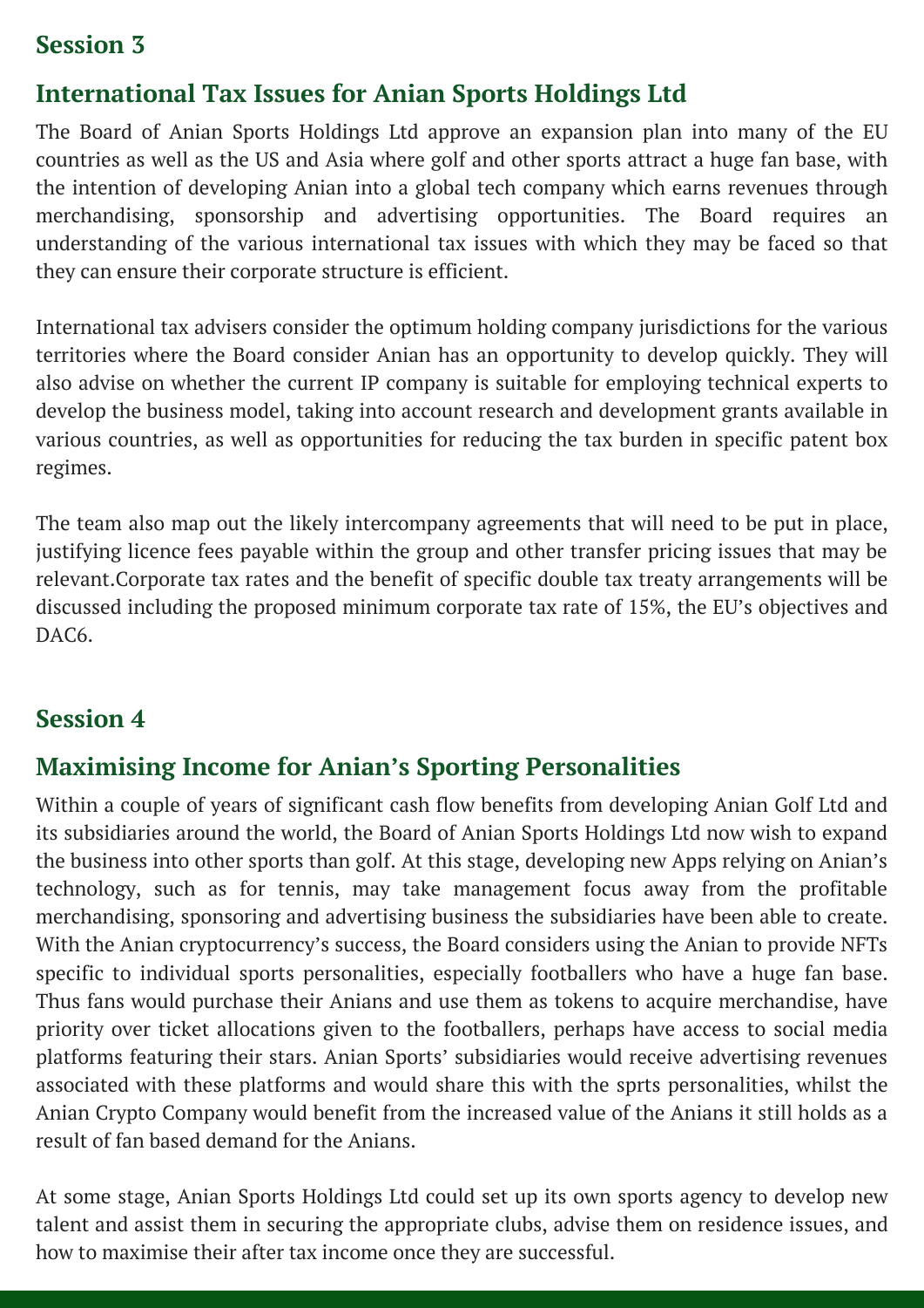## Session 3

## International Tax Issues for Anian Sports Holdings Ltd

The Board of Anian Sports Holdings Ltd approve an expansion plan into many of the EU countries as well as the US and Asia where golf and other sports attract a huge fan base, with the intention of developing Anian into a global tech company which earns revenues through merchandising, sponsorship and advertising opportunities. The Board requires an understanding of the various international tax issues with which they may be faced so that they can ensure their corporate structure is efficient.

International tax advisers consider the optimum holding company jurisdictions for the various territories where the Board consider Anian has an opportunity to develop quickly. They will also advise on whether the current IP company is suitable for employing technical experts to develop the business model, taking into account research and development grants available in various countries, as well as opportunities for reducing the tax burden in specific patent box regimes.

The team also map out the likely intercompany agreements that will need to be put in place, justifying licence fees payable within the group and other transfer pricing issues that may be relevant.Corporate tax rates and the benefit of specific double tax treaty arrangements will be discussed including the proposed minimum corporate tax rate of 15%, the EU's objectives and DAC6.

## Session 4

## Maximising Income for Anian's Sporting Personalities

Within a couple of years of significant cash flow benefits from developing Anian Golf Ltd and its subsidiaries around the world, the Board of Anian Sports Holdings Ltd now wish to expand the business into other sports than golf. At this stage, developing new Apps relying on Anian's technology, such as for tennis, may take management focus away from the profitable merchandising, sponsoring and advertising business the subsidiaries have been able to create. With the Anian cryptocurrency's success, the Board considers using the Anian to provide NFTs specific to individual sports personalities, especially footballers who have a huge fan base. Thus fans would purchase their Anians and use them as tokens to acquire merchandise, have priority over ticket allocations given to the footballers, perhaps have access to social media platforms featuring their stars. Anian Sports' subsidiaries would receive advertising revenues associated with these platforms and would share this with the sprts personalities, whilst the Anian Crypto Company would benefit from the increased value of the Anians it still holds as a result of fan based demand for the Anians.

At some stage, Anian Sports Holdings Ltd could set up its own sports agency to develop new talent and assist them in securing the appropriate clubs, advise them on residence issues, and how to maximise their after tax income once they are successful.